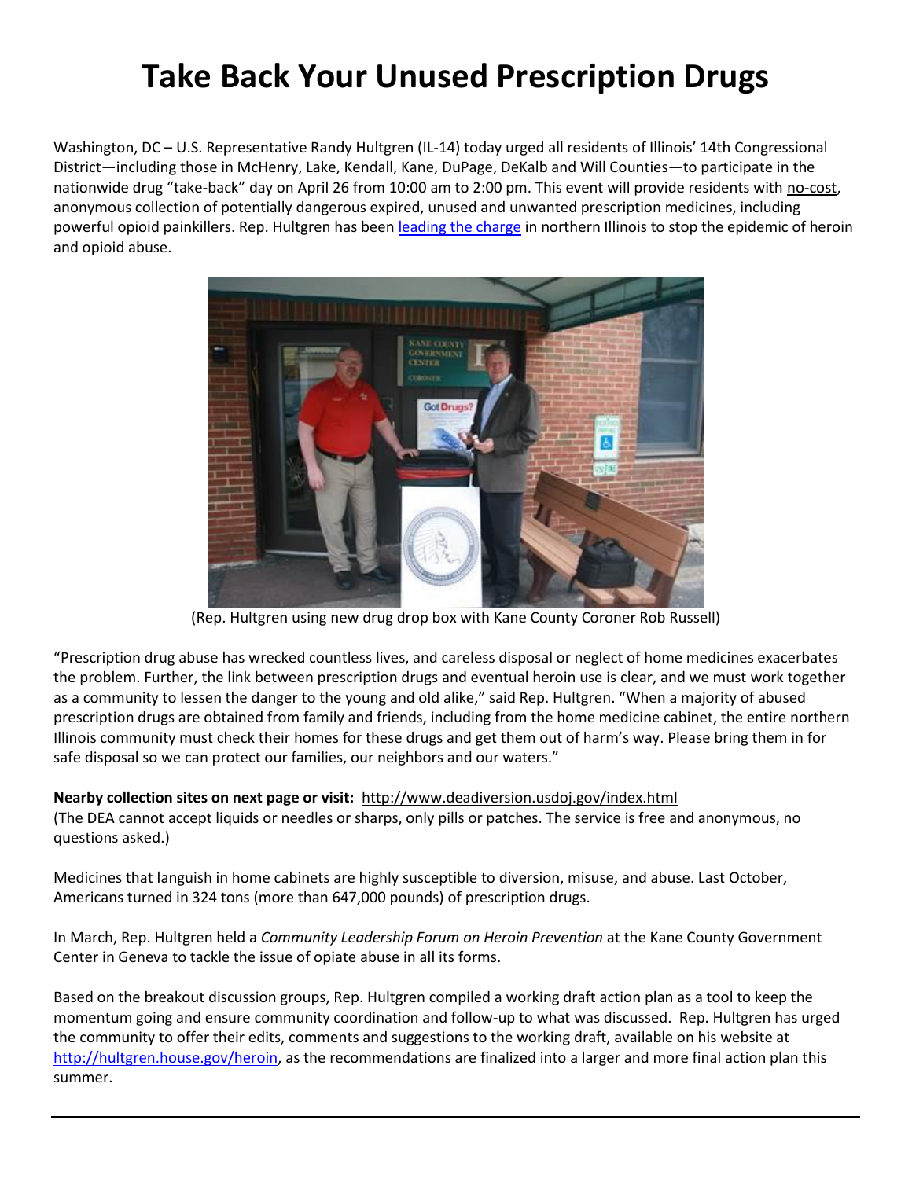# Take Back Your Unused Prescription Drugs

Washington, DC – U.S. Representative Randy Hultgren (IL-14) today urged all residents of Illinois' 14th Congressional District—including those in McHenry, Lake, Kendall, Kane, DuPage, DeKalb and Will Counties—to participate in the nationwide drug "take-back" day on April 26 from 10:00 am to 2:00 pm. This event will provide residents with no-cost, anonymous collection of potentially dangerous expired, unused and unwanted prescription medicines, including powerful opioid painkillers. Rep. Hultgren has been leading the charge in northern Illinois to stop the epidemic of heroin and opioid abuse.

(Rep. Hultgren using new drug drop box with Kane County Coroner Rob Russell)

"Prescription drug abuse has wrecked countless lives, and careless disposal or neglect of home medicines exacerbates the problem. Further, the link between prescription drugs and eventual heroin use is clear, and we must work together as a community to lessen the danger to the young and old alike," said Rep. Hultgren. "When a majority of abused prescription drugs are obtained from family and friends, including from the home medicine cabinet, the entire northern Illinois community must check their homes for these drugs and get them out of harm's way. Please bring them in for safe disposal so we can protect our families, our neighbors and our waters."

**Nearby collection sites on next page or visit:** http://www.deadiversion.usdoj.gov/index.html
(The DEA cannot accept liquids or needles or sharps, only pills or patches. The service is free and anonymous, no questions asked.)

Medicines that languish in home cabinets are highly susceptible to diversion, misuse, and abuse. Last October, Americans turned in 324 tons (more than 647,000 pounds) of prescription drugs.

In March, Rep. Hultgren held a *Community Leadership Forum on Heroin Prevention* at the Kane County Government Center in Geneva to tackle the issue of opiate abuse in all its forms.

Based on the breakout discussion groups, Rep. Hultgren compiled a working draft action plan as a tool to keep the momentum going and ensure community coordination and follow-up to what was discussed. Rep. Hultgren has urged the community to offer their edits, comments and suggestions to the working draft, available on his website at http://hultgren.house.gov/heroin, as the recommendations are finalized into a larger and more final action plan this summer.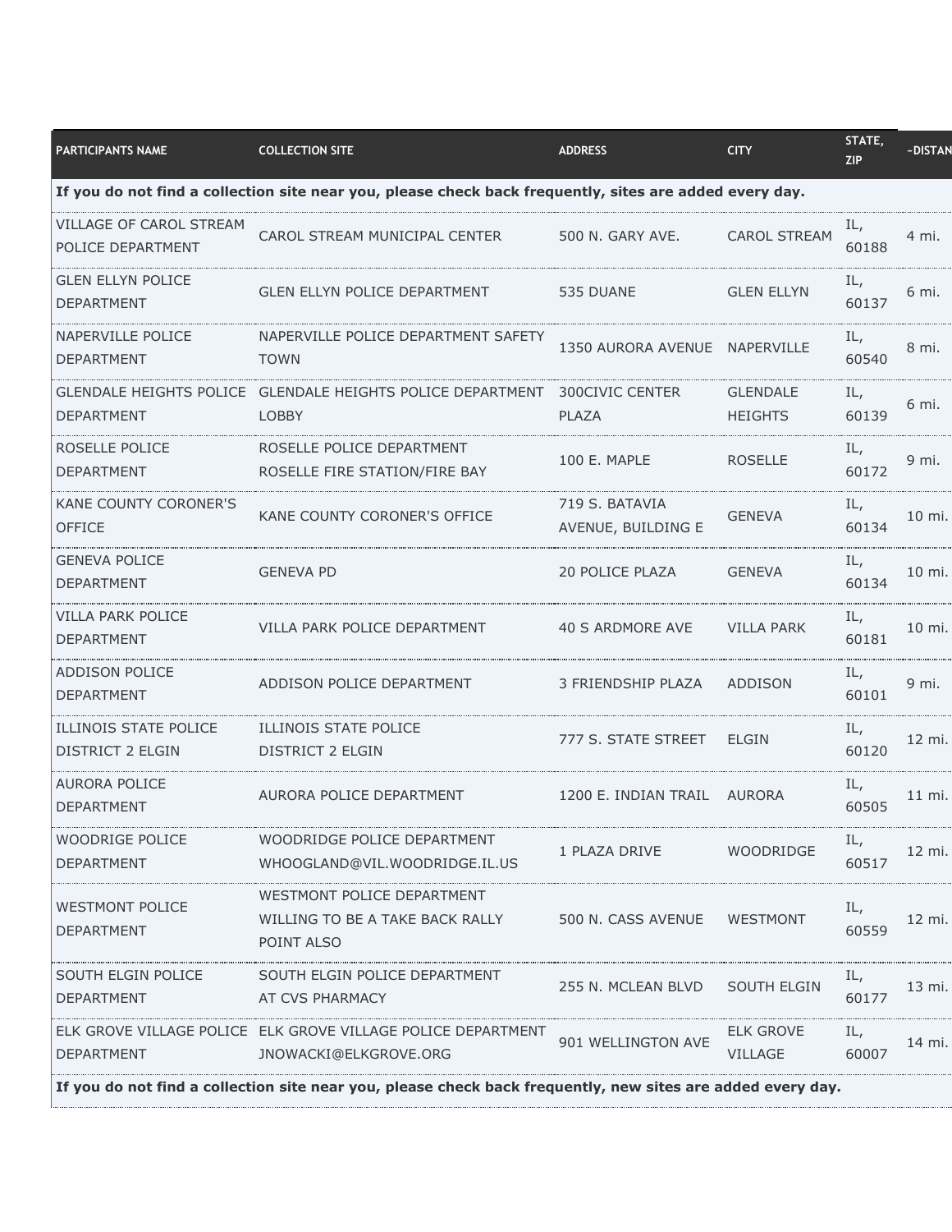| PARTICIPANTS NAME | COLLECTION SITE | ADDRESS | CITY | STATE, ZIP | ~DISTAN |
|---|---|---|---|---|---|
| **If you do not find a collection site near you, please check back frequently, sites are added every day.** | | | | | |
| VILLAGE OF CAROL STREAM POLICE DEPARTMENT | CAROL STREAM MUNICIPAL CENTER | 500 N. GARY AVE. | CAROL STREAM | IL, 60188 | 4 mi. |
| GLEN ELLYN POLICE DEPARTMENT | GLEN ELLYN POLICE DEPARTMENT | 535 DUANE | GLEN ELLYN | IL, 60137 | 6 mi. |
| NAPERVILLE POLICE DEPARTMENT | NAPERVILLE POLICE DEPARTMENT SAFETY TOWN | 1350 AURORA AVENUE | NAPERVILLE | IL, 60540 | 8 mi. |
| GLENDALE HEIGHTS POLICE DEPARTMENT | GLENDALE HEIGHTS POLICE DEPARTMENT LOBBY | 300CIVIC CENTER PLAZA | GLENDALE HEIGHTS | IL, 60139 | 6 mi. |
| ROSELLE POLICE DEPARTMENT | ROSELLE POLICE DEPARTMENT ROSELLE FIRE STATION/FIRE BAY | 100 E. MAPLE | ROSELLE | IL, 60172 | 9 mi. |
| KANE COUNTY CORONER'S OFFICE | KANE COUNTY CORONER'S OFFICE | 719 S. BATAVIA AVENUE, BUILDING E | GENEVA | IL, 60134 | 10 mi. |
| GENEVA POLICE DEPARTMENT | GENEVA PD | 20 POLICE PLAZA | GENEVA | IL, 60134 | 10 mi. |
| VILLA PARK POLICE DEPARTMENT | VILLA PARK POLICE DEPARTMENT | 40 S ARDMORE AVE | VILLA PARK | IL, 60181 | 10 mi. |
| ADDISON POLICE DEPARTMENT | ADDISON POLICE DEPARTMENT | 3 FRIENDSHIP PLAZA | ADDISON | IL, 60101 | 9 mi. |
| ILLINOIS STATE POLICE DISTRICT 2 ELGIN | ILLINOIS STATE POLICE DISTRICT 2 ELGIN | 777 S. STATE STREET | ELGIN | IL, 60120 | 12 mi. |
| AURORA POLICE DEPARTMENT | AURORA POLICE DEPARTMENT | 1200 E. INDIAN TRAIL | AURORA | IL, 60505 | 11 mi. |
| WOODRIGE POLICE DEPARTMENT | WOODRIDGE POLICE DEPARTMENT WHOOGLAND@VIL.WOODRIDGE.IL.US | 1 PLAZA DRIVE | WOODRIDGE | IL, 60517 | 12 mi. |
| WESTMONT POLICE DEPARTMENT | WESTMONT POLICE DEPARTMENT WILLING TO BE A TAKE BACK RALLY POINT ALSO | 500 N. CASS AVENUE | WESTMONT | IL, 60559 | 12 mi. |
| SOUTH ELGIN POLICE DEPARTMENT | SOUTH ELGIN POLICE DEPARTMENT AT CVS PHARMACY | 255 N. MCLEAN BLVD | SOUTH ELGIN | IL, 60177 | 13 mi. |
| ELK GROVE VILLAGE POLICE DEPARTMENT | ELK GROVE VILLAGE POLICE DEPARTMENT JNOWACKI@ELKGROVE.ORG | 901 WELLINGTON AVE | ELK GROVE VILLAGE | IL, 60007 | 14 mi. |
| **If you do not find a collection site near you, please check back frequently, new sites are added every day.** | | | | | |